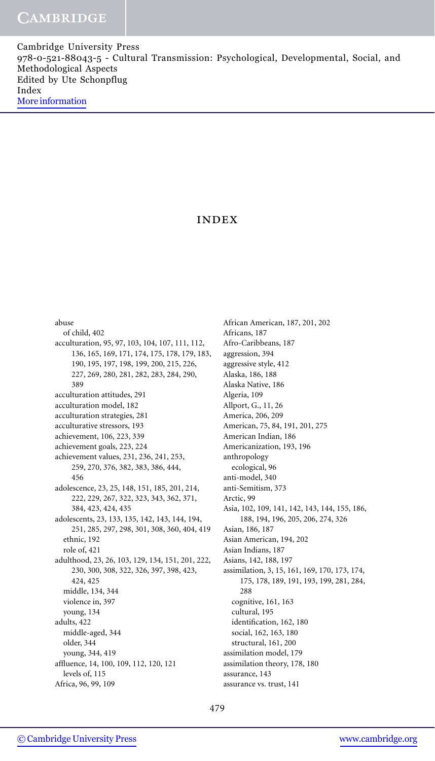# INDEX

abuse
  of child, 402
acculturation, 95, 97, 103, 104, 107, 111, 112, 136, 165, 169, 171, 174, 175, 178, 179, 183, 190, 195, 197, 198, 199, 200, 215, 226, 227, 269, 280, 281, 282, 283, 284, 290, 389
acculturation attitudes, 291
acculturation model, 182
acculturation strategies, 281
acculturative stressors, 193
achievement, 106, 223, 339
achievement goals, 223, 224
achievement values, 231, 236, 241, 253, 259, 270, 376, 382, 383, 386, 444, 456
adolescence, 23, 25, 148, 151, 185, 201, 214, 222, 229, 267, 322, 323, 343, 362, 371, 384, 423, 424, 435
adolescents, 23, 133, 135, 142, 143, 144, 194, 251, 285, 297, 298, 301, 308, 360, 404, 419
  ethnic, 192
  role of, 421
adulthood, 23, 26, 103, 129, 134, 151, 201, 222, 230, 300, 308, 322, 326, 397, 398, 423, 424, 425
  middle, 134, 344
  violence in, 397
  young, 134
adults, 422
  middle-aged, 344
  older, 344
  young, 344, 419
affluence, 14, 100, 109, 112, 120, 121
  levels of, 115
Africa, 96, 99, 109
African American, 187, 201, 202
Africans, 187
Afro-Caribbeans, 187
aggression, 394
aggressive style, 412
Alaska, 186, 188
Alaska Native, 186
Algeria, 109
Allport, G., 11, 26
America, 206, 209
American, 75, 84, 191, 201, 275
American Indian, 186
Americanization, 193, 196
anthropology
  ecological, 96
anti-model, 340
anti-Semitism, 373
Arctic, 99
Asia, 102, 109, 141, 142, 143, 144, 155, 186, 188, 194, 196, 205, 206, 274, 326
Asian, 186, 187
Asian American, 194, 202
Asian Indians, 187
Asians, 142, 188, 197
assimilation, 3, 15, 161, 169, 170, 173, 174, 175, 178, 189, 191, 193, 199, 281, 284, 288
  cognitive, 161, 163
  cultural, 195
  identification, 162, 180
  social, 162, 163, 180
  structural, 161, 200
assimilation model, 179
assimilation theory, 178, 180
assurance, 143
assurance vs. trust, 141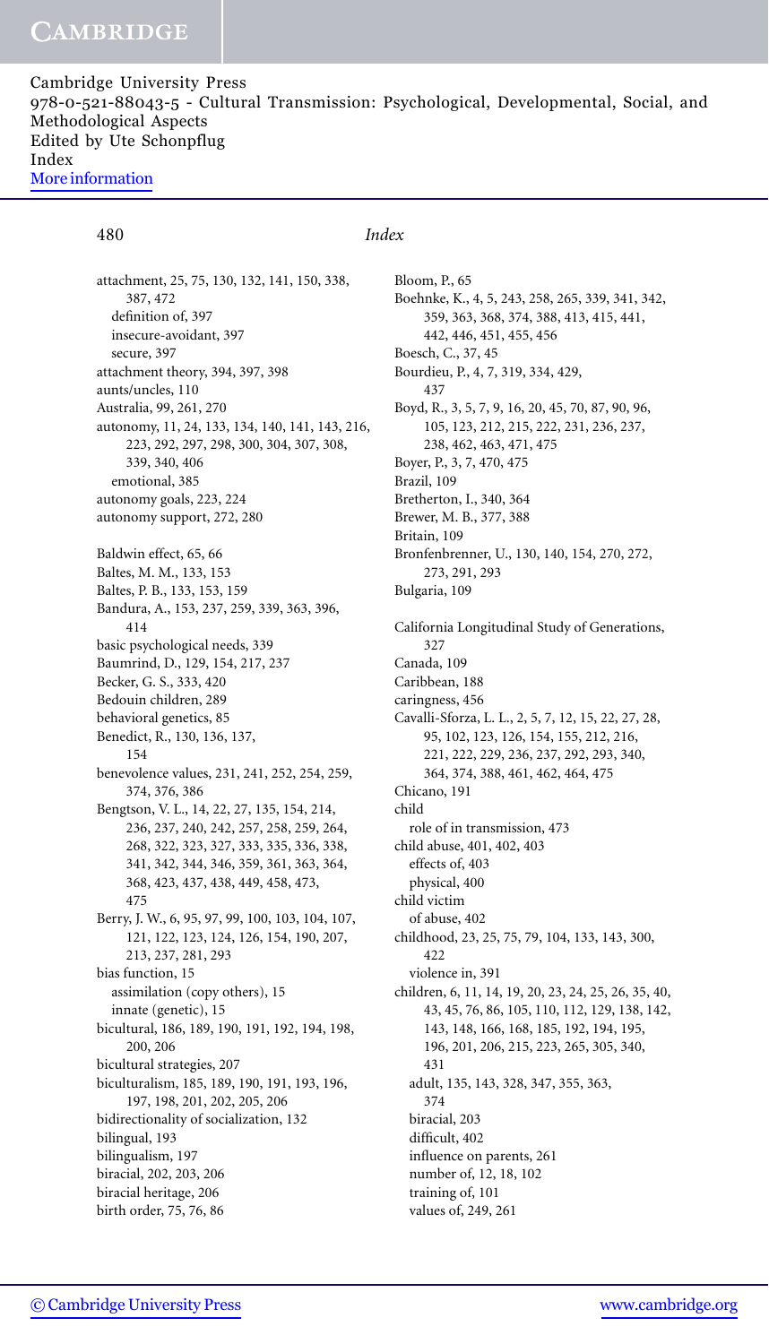attachment, 25, 75, 130, 132, 141, 150, 338, 387, 472
- definition of, 397
- insecure-avoidant, 397
- secure, 397

attachment theory, 394, 397, 398
aunts/uncles, 110
Australia, 99, 261, 270
autonomy, 11, 24, 133, 134, 140, 141, 143, 216, 223, 292, 297, 298, 300, 304, 307, 308, 339, 340, 406
- emotional, 385

autonomy goals, 223, 224
autonomy support, 272, 280

Baldwin effect, 65, 66
Baltes, M. M., 133, 153
Baltes, P. B., 133, 153, 159
Bandura, A., 153, 237, 259, 339, 363, 396, 414
basic psychological needs, 339
Baumrind, D., 129, 154, 217, 237
Becker, G. S., 333, 420
Bedouin children, 289
behavioral genetics, 85
Benedict, R., 130, 136, 137, 154
benevolence values, 231, 241, 252, 254, 259, 374, 376, 386
Bengtson, V. L., 14, 22, 27, 135, 154, 214, 236, 237, 240, 242, 257, 258, 259, 264, 268, 322, 323, 327, 333, 335, 336, 338, 341, 342, 344, 346, 359, 361, 363, 364, 368, 423, 437, 438, 449, 458, 473, 475
Berry, J. W., 6, 95, 97, 99, 100, 103, 104, 107, 121, 122, 123, 124, 126, 154, 190, 207, 213, 237, 281, 293
bias function, 15
- assimilation (copy others), 15
- innate (genetic), 15

bicultural, 186, 189, 190, 191, 192, 194, 198, 200, 206
bicultural strategies, 207
biculturalism, 185, 189, 190, 191, 193, 196, 197, 198, 201, 202, 205, 206
bidirectionality of socialization, 132
bilingual, 193
bilingualism, 197
biracial, 202, 203, 206
biracial heritage, 206
birth order, 75, 76, 86

Bloom, P., 65
Boehnke, K., 4, 5, 243, 258, 265, 339, 341, 342, 359, 363, 368, 374, 388, 413, 415, 441, 442, 446, 451, 455, 456
Boesch, C., 37, 45
Bourdieu, P., 4, 7, 319, 334, 429, 437
Boyd, R., 3, 5, 7, 9, 16, 20, 45, 70, 87, 90, 96, 105, 123, 212, 215, 222, 231, 236, 237, 238, 462, 463, 471, 475
Boyer, P., 3, 7, 470, 475
Brazil, 109
Bretherton, I., 340, 364
Brewer, M. B., 377, 388
Britain, 109
Bronfenbrenner, U., 130, 140, 154, 270, 272, 273, 291, 293
Bulgaria, 109

California Longitudinal Study of Generations, 327
Canada, 109
Caribbean, 188
caringness, 456
Cavalli-Sforza, L. L., 2, 5, 7, 12, 15, 22, 27, 28, 95, 102, 123, 126, 154, 155, 212, 216, 221, 222, 229, 236, 237, 292, 293, 340, 364, 374, 388, 461, 462, 464, 475
Chicano, 191
child
- role of in transmission, 473

child abuse, 401, 402, 403
- effects of, 403
- physical, 400

child victim
- of abuse, 402

childhood, 23, 25, 75, 79, 104, 133, 143, 300, 422
- violence in, 391

children, 6, 11, 14, 19, 20, 23, 24, 25, 26, 35, 40, 43, 45, 76, 86, 105, 110, 112, 129, 138, 142, 143, 148, 166, 168, 185, 192, 194, 195, 196, 201, 206, 215, 223, 265, 305, 340, 431
- adult, 135, 143, 328, 347, 355, 363, 374
- biracial, 203
- difficult, 402
- influence on parents, 261
- number of, 12, 18, 102
- training of, 101
- values of, 249, 261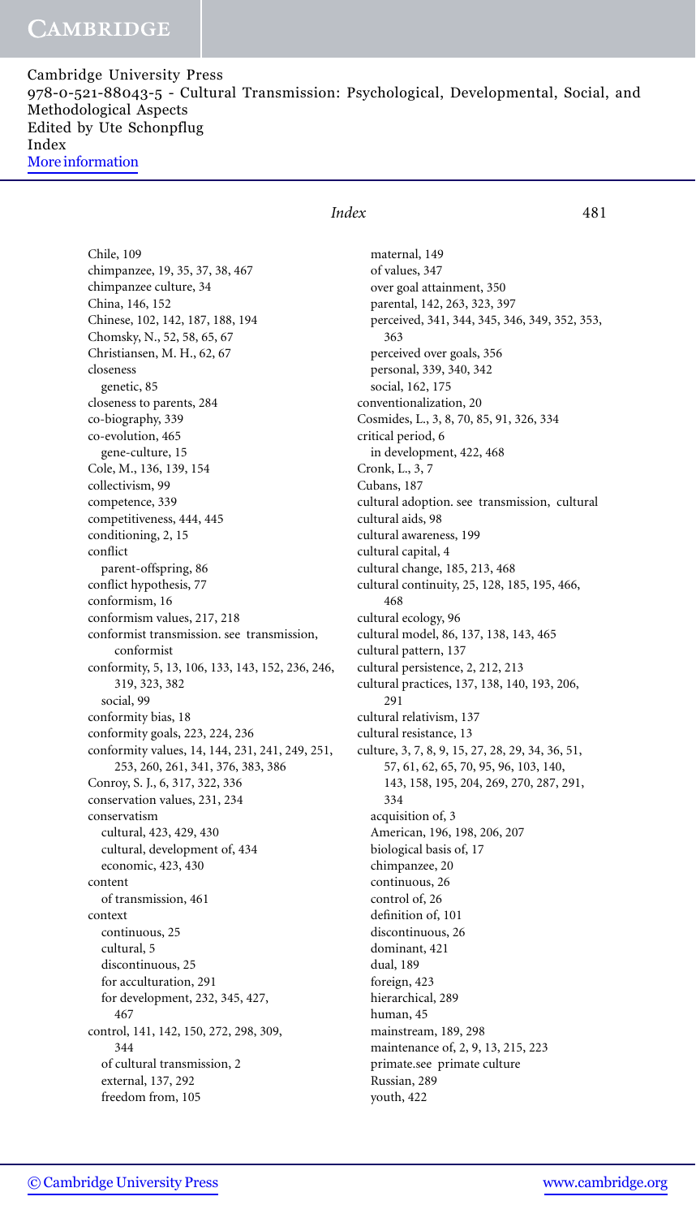Chile, 109
chimpanzee, 19, 35, 37, 38, 467
chimpanzee culture, 34
China, 146, 152
Chinese, 102, 142, 187, 188, 194
Chomsky, N., 52, 58, 65, 67
Christiansen, M. H., 62, 67
closeness
  genetic, 85
closeness to parents, 284
co-biography, 339
co-evolution, 465
  gene-culture, 15
Cole, M., 136, 139, 154
collectivism, 99
competence, 339
competitiveness, 444, 445
conditioning, 2, 15
conflict
  parent-offspring, 86
conflict hypothesis, 77
conformism, 16
conformism values, 217, 218
conformist transmission. see transmission, conformist
conformity, 5, 13, 106, 133, 143, 152, 236, 246, 319, 323, 382
  social, 99
conformity bias, 18
conformity goals, 223, 224, 236
conformity values, 14, 144, 231, 241, 249, 251, 253, 260, 261, 341, 376, 383, 386
Conroy, S. J., 6, 317, 322, 336
conservation values, 231, 234
conservatism
  cultural, 423, 429, 430
  cultural, development of, 434
  economic, 423, 430
content
  of transmission, 461
context
  continuous, 25
  cultural, 5
  discontinuous, 25
  for acculturation, 291
  for development, 232, 345, 427, 467
control, 141, 142, 150, 272, 298, 309, 344
  of cultural transmission, 2
  external, 137, 292
  freedom from, 105
  maternal, 149
  of values, 347
  over goal attainment, 350
  parental, 142, 263, 323, 397
  perceived, 341, 344, 345, 346, 349, 352, 353, 363
  perceived over goals, 356
  personal, 339, 340, 342
  social, 162, 175
conventionalization, 20
Cosmides, L., 3, 8, 70, 85, 91, 326, 334
critical period, 6
  in development, 422, 468
Cronk, L., 3, 7
Cubans, 187
cultural adoption. see transmission, cultural
cultural aids, 98
cultural awareness, 199
cultural capital, 4
cultural change, 185, 213, 468
cultural continuity, 25, 128, 185, 195, 466, 468
cultural ecology, 96
cultural model, 86, 137, 138, 143, 465
cultural pattern, 137
cultural persistence, 2, 212, 213
cultural practices, 137, 138, 140, 193, 206, 291
cultural relativism, 137
cultural resistance, 13
culture, 3, 7, 8, 9, 15, 27, 28, 29, 34, 36, 51, 57, 61, 62, 65, 70, 95, 96, 103, 140, 143, 158, 195, 204, 269, 270, 287, 291, 334
  acquisition of, 3
  American, 196, 198, 206, 207
  biological basis of, 17
  chimpanzee, 20
  continuous, 26
  control of, 26
  definition of, 101
  discontinuous, 26
  dominant, 421
  dual, 189
  foreign, 423
  hierarchical, 289
  human, 45
  mainstream, 189, 298
  maintenance of, 2, 9, 13, 215, 223
  primate.see primate culture
  Russian, 289
  youth, 422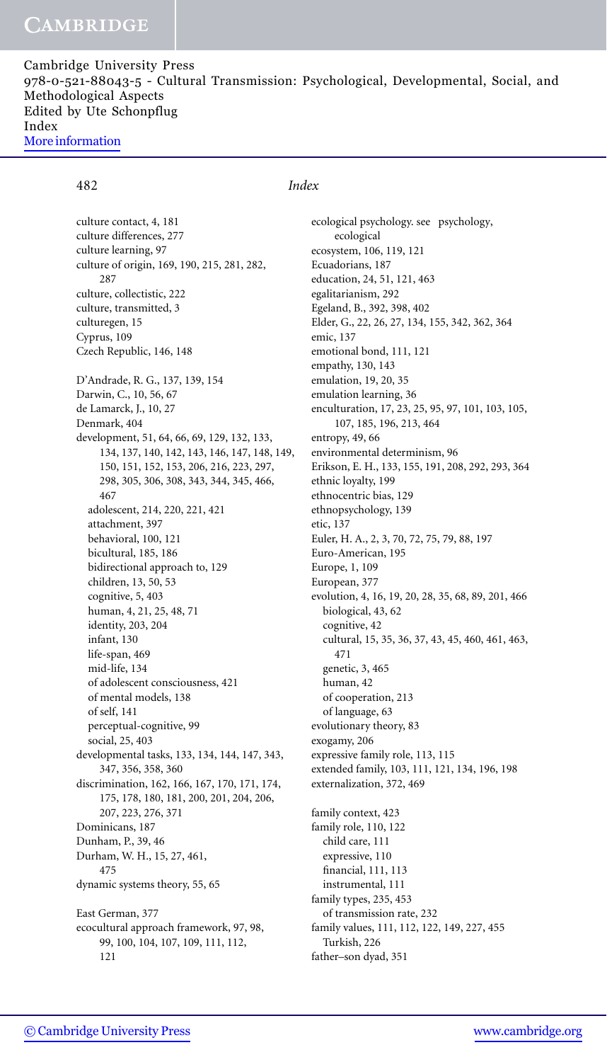culture contact, 4, 181
culture differences, 277
culture learning, 97
culture of origin, 169, 190, 215, 281, 282, 287
culture, collectistic, 222
culture, transmitted, 3
culturegen, 15
Cyprus, 109
Czech Republic, 146, 148

D'Andrade, R. G., 137, 139, 154
Darwin, C., 10, 56, 67
de Lamarck, J., 10, 27
Denmark, 404
development, 51, 64, 66, 69, 129, 132, 133, 134, 137, 140, 142, 143, 146, 147, 148, 149, 150, 151, 152, 153, 206, 216, 223, 297, 298, 305, 306, 308, 343, 344, 345, 466, 467
- adolescent, 214, 220, 221, 421
- attachment, 397
- behavioral, 100, 121
- bicultural, 185, 186
- bidirectional approach to, 129
- children, 13, 50, 53
- cognitive, 5, 403
- human, 4, 21, 25, 48, 71
- identity, 203, 204
- infant, 130
- life-span, 469
- mid-life, 134
- of adolescent consciousness, 421
- of mental models, 138
- of self, 141
- perceptual-cognitive, 99
- social, 25, 403

developmental tasks, 133, 134, 144, 147, 343, 347, 356, 358, 360
discrimination, 162, 166, 167, 170, 171, 174, 175, 178, 180, 181, 200, 201, 204, 206, 207, 223, 276, 371
Dominicans, 187
Dunham, P., 39, 46
Durham, W. H., 15, 27, 461, 475
dynamic systems theory, 55, 65

East German, 377
ecocultural approach framework, 97, 98, 99, 100, 104, 107, 109, 111, 112, 121
ecological psychology. see psychology, ecological
ecosystem, 106, 119, 121
Ecuadorians, 187
education, 24, 51, 121, 463
egalitarianism, 292
Egeland, B., 392, 398, 402
Elder, G., 22, 26, 27, 134, 155, 342, 362, 364
emic, 137
emotional bond, 111, 121
empathy, 130, 143
emulation, 19, 20, 35
emulation learning, 36
enculturation, 17, 23, 25, 95, 97, 101, 103, 105, 107, 185, 196, 213, 464
entropy, 49, 66
environmental determinism, 96
Erikson, E. H., 133, 155, 191, 208, 292, 293, 364
ethnic loyalty, 199
ethnocentric bias, 129
ethnopsychology, 139
etic, 137
Euler, H. A., 2, 3, 70, 72, 75, 79, 88, 197
Euro-American, 195
Europe, 1, 109
European, 377
evolution, 4, 16, 19, 20, 28, 35, 68, 89, 201, 466
- biological, 43, 62
- cognitive, 42
- cultural, 15, 35, 36, 37, 43, 45, 460, 461, 463, 471
- genetic, 3, 465
- human, 42
- of cooperation, 213
- of language, 63

evolutionary theory, 83
exogamy, 206
expressive family role, 113, 115
extended family, 103, 111, 121, 134, 196, 198
externalization, 372, 469

family context, 423
family role, 110, 122
- child care, 111
- expressive, 110
- financial, 111, 113
- instrumental, 111

family types, 235, 453
- of transmission rate, 232

family values, 111, 112, 122, 149, 227, 455
- Turkish, 226

father–son dyad, 351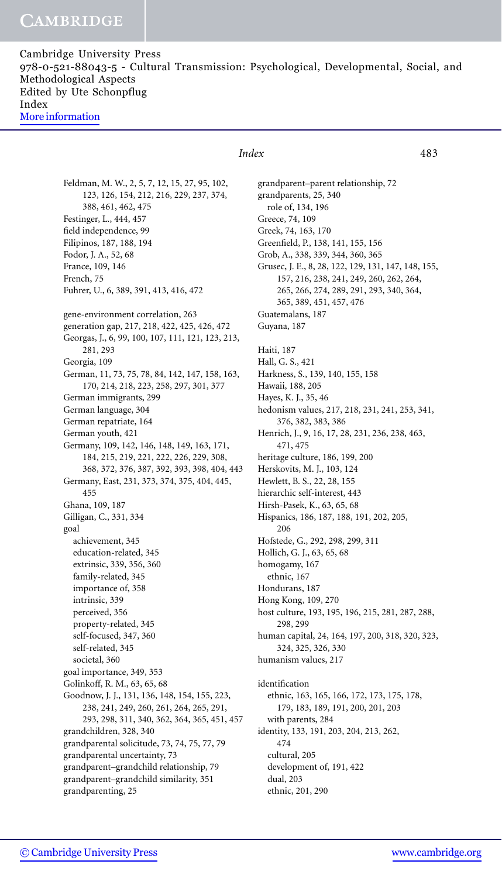Feldman, M. W., 2, 5, 7, 12, 15, 27, 95, 102, 123, 126, 154, 212, 216, 229, 237, 374, 388, 461, 462, 475
Festinger, L., 444, 457
field independence, 99
Filipinos, 187, 188, 194
Fodor, J. A., 52, 68
France, 109, 146
French, 75
Fuhrer, U., 6, 389, 391, 413, 416, 472

gene-environment correlation, 263
generation gap, 217, 218, 422, 425, 426, 472
Georgas, J., 6, 99, 100, 107, 111, 121, 123, 213, 281, 293
Georgia, 109
German, 11, 73, 75, 78, 84, 142, 147, 158, 163, 170, 214, 218, 223, 258, 297, 301, 377
German immigrants, 299
German language, 304
German repatriate, 164
German youth, 421
Germany, 109, 142, 146, 148, 149, 163, 171, 184, 215, 219, 221, 222, 226, 229, 308, 368, 372, 376, 387, 392, 393, 398, 404, 443
Germany, East, 231, 373, 374, 375, 404, 445, 455
Ghana, 109, 187
Gilligan, C., 331, 334
goal
  achievement, 345
  education-related, 345
  extrinsic, 339, 356, 360
  family-related, 345
  importance of, 358
  intrinsic, 339
  perceived, 356
  property-related, 345
  self-focused, 347, 360
  self-related, 345
  societal, 360
goal importance, 349, 353
Golinkoff, R. M., 63, 65, 68
Goodnow, J. J., 131, 136, 148, 154, 155, 223, 238, 241, 249, 260, 261, 264, 265, 291, 293, 298, 311, 340, 362, 364, 365, 451, 457
grandchildren, 328, 340
grandparental solicitude, 73, 74, 75, 77, 79
grandparental uncertainty, 73
grandparent–grandchild relationship, 79
grandparent–grandchild similarity, 351
grandparenting, 25
grandparent–parent relationship, 72
grandparents, 25, 340
  role of, 134, 196
Greece, 74, 109
Greek, 74, 163, 170
Greenfield, P., 138, 141, 155, 156
Grob, A., 338, 339, 344, 360, 365
Grusec, J. E., 8, 28, 122, 129, 131, 147, 148, 155, 157, 216, 238, 241, 249, 260, 262, 264, 265, 266, 274, 289, 291, 293, 340, 364, 365, 389, 451, 457, 476
Guatemalans, 187
Guyana, 187

Haiti, 187
Hall, G. S., 421
Harkness, S., 139, 140, 155, 158
Hawaii, 188, 205
Hayes, K. J., 35, 46
hedonism values, 217, 218, 231, 241, 253, 341, 376, 382, 383, 386
Henrich, J., 9, 16, 17, 28, 231, 236, 238, 463, 471, 475
heritage culture, 186, 199, 200
Herskovits, M. J., 103, 124
Hewlett, B. S., 22, 28, 155
hierarchic self-interest, 443
Hirsh-Pasek, K., 63, 65, 68
Hispanics, 186, 187, 188, 191, 202, 205, 206
Hofstede, G., 292, 298, 299, 311
Hollich, G. J., 63, 65, 68
homogamy, 167
  ethnic, 167
Hondurans, 187
Hong Kong, 109, 270
host culture, 193, 195, 196, 215, 281, 287, 288, 298, 299
human capital, 24, 164, 197, 200, 318, 320, 323, 324, 325, 326, 330
humanism values, 217

identification
  ethnic, 163, 165, 166, 172, 173, 175, 178, 179, 183, 189, 191, 200, 201, 203
  with parents, 284
identity, 133, 191, 203, 204, 213, 262, 474
  cultural, 205
  development of, 191, 422
  dual, 203
  ethnic, 201, 290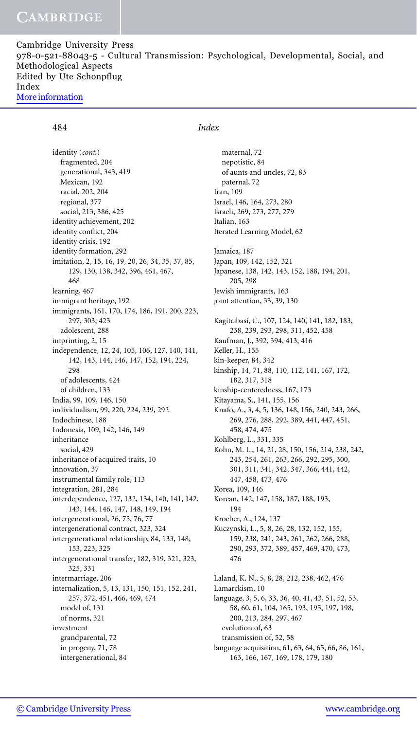identity (*cont.*)
  fragmented, 204
  generational, 343, 419
  Mexican, 192
  racial, 202, 204
  regional, 377
  social, 213, 386, 425
identity achievement, 202
identity conflict, 204
identity crisis, 192
identity formation, 292
imitation, 2, 15, 16, 19, 20, 26, 34, 35, 37, 85, 129, 130, 138, 342, 396, 461, 467, 468
learning, 467
immigrant heritage, 192
immigrants, 161, 170, 174, 186, 191, 200, 223, 297, 303, 423
  adolescent, 288
imprinting, 2, 15
independence, 12, 24, 105, 106, 127, 140, 141, 142, 143, 144, 146, 147, 152, 194, 224, 298
  of adolescents, 424
  of children, 133
India, 99, 109, 146, 150
individualism, 99, 220, 224, 239, 292
Indochinese, 188
Indonesia, 109, 142, 146, 149
inheritance
  social, 429
inheritance of acquired traits, 10
innovation, 37
instrumental family role, 113
integration, 281, 284
interdependence, 127, 132, 134, 140, 141, 142, 143, 144, 146, 147, 148, 149, 194
intergenerational, 26, 75, 76, 77
intergenerational contract, 323, 324
intergenerational relationship, 84, 133, 148, 153, 223, 325
intergenerational transfer, 182, 319, 321, 323, 325, 331
intermarriage, 206
internalization, 5, 13, 131, 150, 151, 152, 241, 257, 372, 451, 466, 469, 474
  model of, 131
  of norms, 321
investment
  grandparental, 72
  in progeny, 71, 78
  intergenerational, 84
  maternal, 72
  nepotistic, 84
  of aunts and uncles, 72, 83
  paternal, 72
Iran, 109
Israel, 146, 164, 273, 280
Israeli, 269, 273, 277, 279
Italian, 163
Iterated Learning Model, 62

Jamaica, 187
Japan, 109, 142, 152, 321
Japanese, 138, 142, 143, 152, 188, 194, 201, 205, 298
Jewish immigrants, 163
joint attention, 33, 39, 130

Kagitcibasi, C., 107, 124, 140, 141, 182, 183, 238, 239, 293, 298, 311, 452, 458
Kaufman, J., 392, 394, 413, 416
Keller, H., 155
kin-keeper, 84, 342
kinship, 14, 71, 88, 110, 112, 141, 167, 172, 182, 317, 318
kinship-centeredness, 167, 173
Kitayama, S., 141, 155, 156
Knafo, A., 3, 4, 5, 136, 148, 156, 240, 243, 266, 269, 276, 288, 292, 389, 441, 447, 451, 458, 474, 475
Kohlberg, L., 331, 335
Kohn, M. L., 14, 21, 28, 150, 156, 214, 238, 242, 243, 254, 261, 263, 266, 292, 295, 300, 301, 311, 341, 342, 347, 366, 441, 442, 447, 458, 473, 476
Korea, 109, 146
Korean, 142, 147, 158, 187, 188, 193, 194
Kroeber, A., 124, 137
Kuczynski, L., 5, 8, 26, 28, 132, 152, 155, 159, 238, 241, 243, 261, 262, 266, 288, 290, 293, 372, 389, 457, 469, 470, 473, 476

Laland, K. N., 5, 8, 28, 212, 238, 462, 476
Lamarckism, 10
language, 3, 5, 6, 33, 36, 40, 41, 43, 51, 52, 53, 58, 60, 61, 104, 165, 193, 195, 197, 198, 200, 213, 284, 297, 467
  evolution of, 63
  transmission of, 52, 58
language acquisition, 61, 63, 64, 65, 66, 86, 161, 163, 166, 167, 169, 178, 179, 180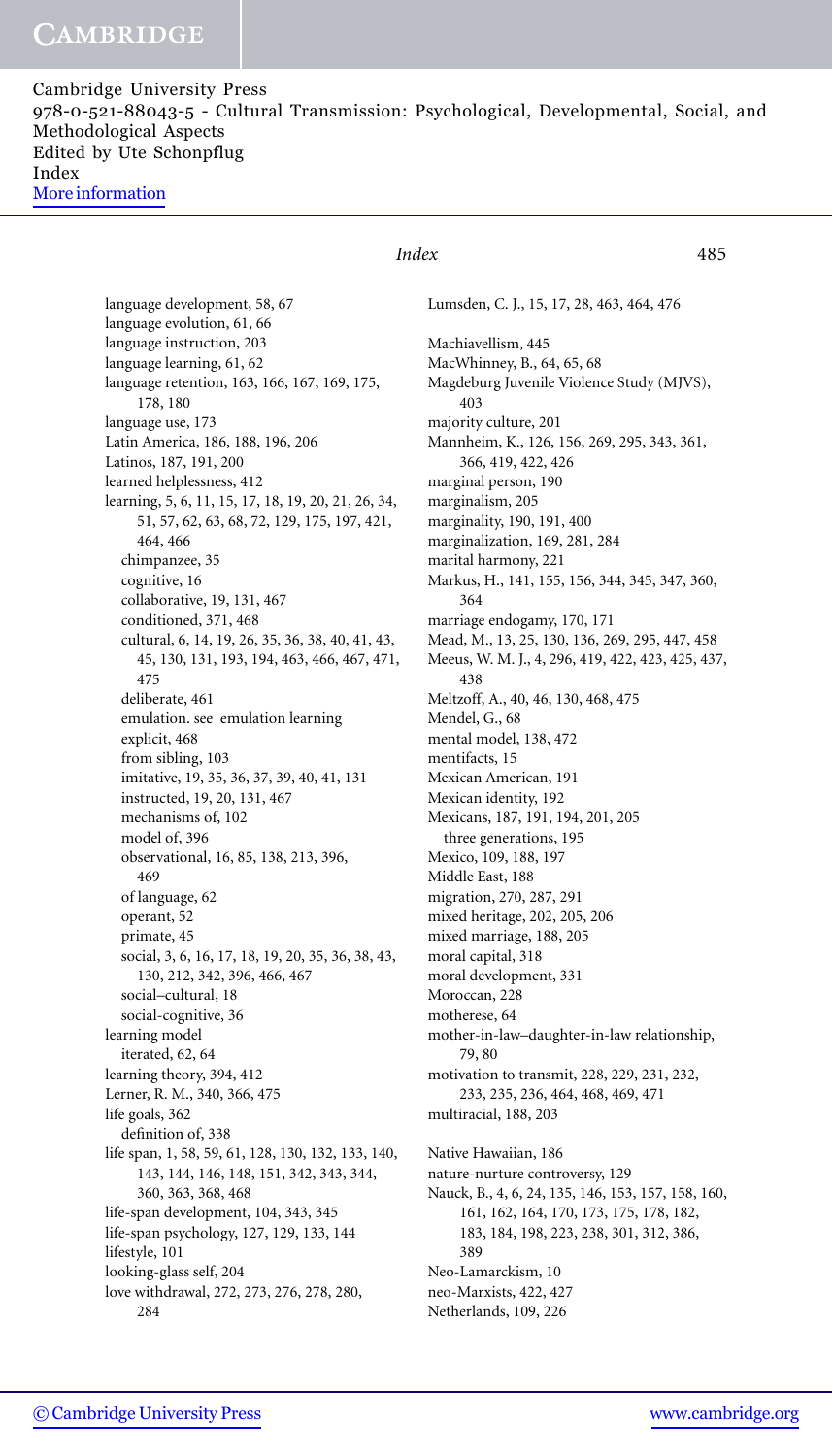language development, 58, 67
language evolution, 61, 66
language instruction, 203
language learning, 61, 62
language retention, 163, 166, 167, 169, 175, 178, 180
language use, 173
Latin America, 186, 188, 196, 206
Latinos, 187, 191, 200
learned helplessness, 412
learning, 5, 6, 11, 15, 17, 18, 19, 20, 21, 26, 34, 51, 57, 62, 63, 68, 72, 129, 175, 197, 421, 464, 466
  chimpanzee, 35
  cognitive, 16
  collaborative, 19, 131, 467
  conditioned, 371, 468
  cultural, 6, 14, 19, 26, 35, 36, 38, 40, 41, 43, 45, 130, 131, 193, 194, 463, 466, 467, 471, 475
  deliberate, 461
  emulation. see emulation learning
  explicit, 468
  from sibling, 103
  imitative, 19, 35, 36, 37, 39, 40, 41, 131
  instructed, 19, 20, 131, 467
  mechanisms of, 102
  model of, 396
  observational, 16, 85, 138, 213, 396, 469
  of language, 62
  operant, 52
  primate, 45
  social, 3, 6, 16, 17, 18, 19, 20, 35, 36, 38, 43, 130, 212, 342, 396, 466, 467
  social–cultural, 18
  social-cognitive, 36
learning model
  iterated, 62, 64
learning theory, 394, 412
Lerner, R. M., 340, 366, 475
life goals, 362
  definition of, 338
life span, 1, 58, 59, 61, 128, 130, 132, 133, 140, 143, 144, 146, 148, 151, 342, 343, 344, 360, 363, 368, 468
life-span development, 104, 343, 345
life-span psychology, 127, 129, 133, 144
lifestyle, 101
looking-glass self, 204
love withdrawal, 272, 273, 276, 278, 280, 284

Lumsden, C. J., 15, 17, 28, 463, 464, 476

Machiavellism, 445
MacWhinney, B., 64, 65, 68
Magdeburg Juvenile Violence Study (MJVS), 403
majority culture, 201
Mannheim, K., 126, 156, 269, 295, 343, 361, 366, 419, 422, 426
marginal person, 190
marginalism, 205
marginality, 190, 191, 400
marginalization, 169, 281, 284
marital harmony, 221
Markus, H., 141, 155, 156, 344, 345, 347, 360, 364
marriage endogamy, 170, 171
Mead, M., 13, 25, 130, 136, 269, 295, 447, 458
Meeus, W. M. J., 4, 296, 419, 422, 423, 425, 437, 438
Meltzoff, A., 40, 46, 130, 468, 475
Mendel, G., 68
mental model, 138, 472
mentifacts, 15
Mexican American, 191
Mexican identity, 192
Mexicans, 187, 191, 194, 201, 205
  three generations, 195
Mexico, 109, 188, 197
Middle East, 188
migration, 270, 287, 291
mixed heritage, 202, 205, 206
mixed marriage, 188, 205
moral capital, 318
moral development, 331
Moroccan, 228
motherese, 64
mother-in-law–daughter-in-law relationship, 79, 80
motivation to transmit, 228, 229, 231, 232, 233, 235, 236, 464, 468, 469, 471
multiracial, 188, 203

Native Hawaiian, 186
nature-nurture controversy, 129
Nauck, B., 4, 6, 24, 135, 146, 153, 157, 158, 160, 161, 162, 164, 170, 173, 175, 178, 182, 183, 184, 198, 223, 238, 301, 312, 386, 389
Neo-Lamarckism, 10
neo-Marxists, 422, 427
Netherlands, 109, 226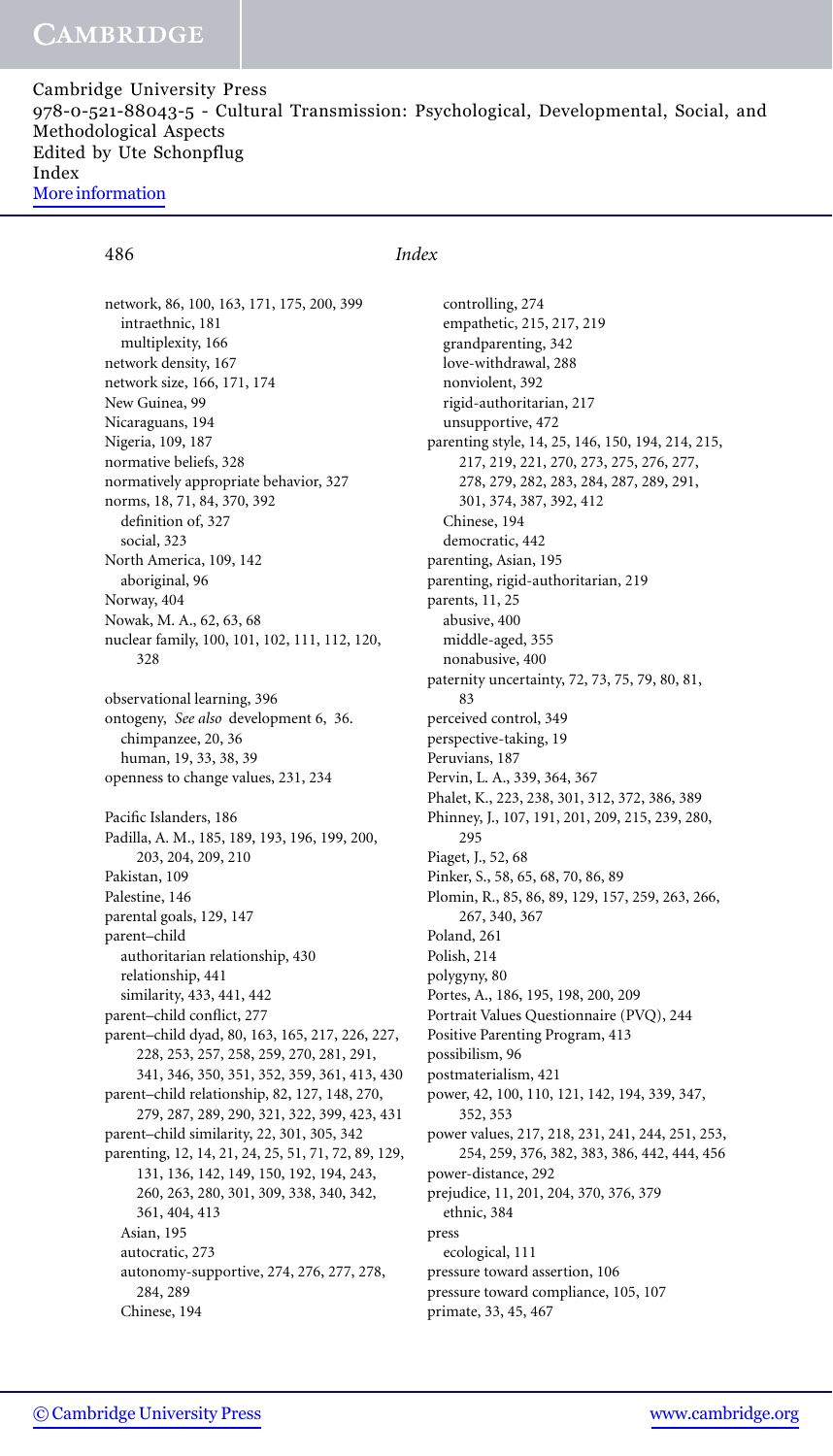network, 86, 100, 163, 171, 175, 200, 399
  intraethnic, 181
  multiplexity, 166
network density, 167
network size, 166, 171, 174
New Guinea, 99
Nicaraguans, 194
Nigeria, 109, 187
normative beliefs, 328
normatively appropriate behavior, 327
norms, 18, 71, 84, 370, 392
  definition of, 327
  social, 323
North America, 109, 142
  aboriginal, 96
Norway, 404
Nowak, M. A., 62, 63, 68
nuclear family, 100, 101, 102, 111, 112, 120, 328

observational learning, 396
ontogeny, *See also* development 6, 36.
  chimpanzee, 20, 36
  human, 19, 33, 38, 39
openness to change values, 231, 234

Pacific Islanders, 186
Padilla, A. M., 185, 189, 193, 196, 199, 200, 203, 204, 209, 210
Pakistan, 109
Palestine, 146
parental goals, 129, 147
parent–child
  authoritarian relationship, 430
  relationship, 441
  similarity, 433, 441, 442
parent–child conflict, 277
parent–child dyad, 80, 163, 165, 217, 226, 227, 228, 253, 257, 258, 259, 270, 281, 291, 341, 346, 350, 351, 352, 359, 361, 413, 430
parent–child relationship, 82, 127, 148, 270, 279, 287, 289, 290, 321, 322, 399, 423, 431
parent–child similarity, 22, 301, 305, 342
parenting, 12, 14, 21, 24, 25, 51, 71, 72, 89, 129, 131, 136, 142, 149, 150, 192, 194, 243, 260, 263, 280, 301, 309, 338, 340, 342, 361, 404, 413
  Asian, 195
  autocratic, 273
  autonomy-supportive, 274, 276, 277, 278, 284, 289
  Chinese, 194
  controlling, 274
  empathetic, 215, 217, 219
  grandparenting, 342
  love-withdrawal, 288
  nonviolent, 392
  rigid-authoritarian, 217
  unsupportive, 472
parenting style, 14, 25, 146, 150, 194, 214, 215, 217, 219, 221, 270, 273, 275, 276, 277, 278, 279, 282, 283, 284, 287, 289, 291, 301, 374, 387, 392, 412
  Chinese, 194
  democratic, 442
parenting, Asian, 195
parenting, rigid-authoritarian, 219
parents, 11, 25
  abusive, 400
  middle-aged, 355
  nonabusive, 400
paternity uncertainty, 72, 73, 75, 79, 80, 81, 83
perceived control, 349
perspective-taking, 19
Peruvians, 187
Pervin, L. A., 339, 364, 367
Phalet, K., 223, 238, 301, 312, 372, 386, 389
Phinney, J., 107, 191, 201, 209, 215, 239, 280, 295
Piaget, J., 52, 68
Pinker, S., 58, 65, 68, 70, 86, 89
Plomin, R., 85, 86, 89, 129, 157, 259, 263, 266, 267, 340, 367
Poland, 261
Polish, 214
polygyny, 80
Portes, A., 186, 195, 198, 200, 209
Portrait Values Questionnaire (PVQ), 244
Positive Parenting Program, 413
possibilism, 96
postmaterialism, 421
power, 42, 100, 110, 121, 142, 194, 339, 347, 352, 353
power values, 217, 218, 231, 241, 244, 251, 253, 254, 259, 376, 382, 383, 386, 442, 444, 456
power-distance, 292
prejudice, 11, 201, 204, 370, 376, 379
  ethnic, 384
press
  ecological, 111
pressure toward assertion, 106
pressure toward compliance, 105, 107
primate, 33, 45, 467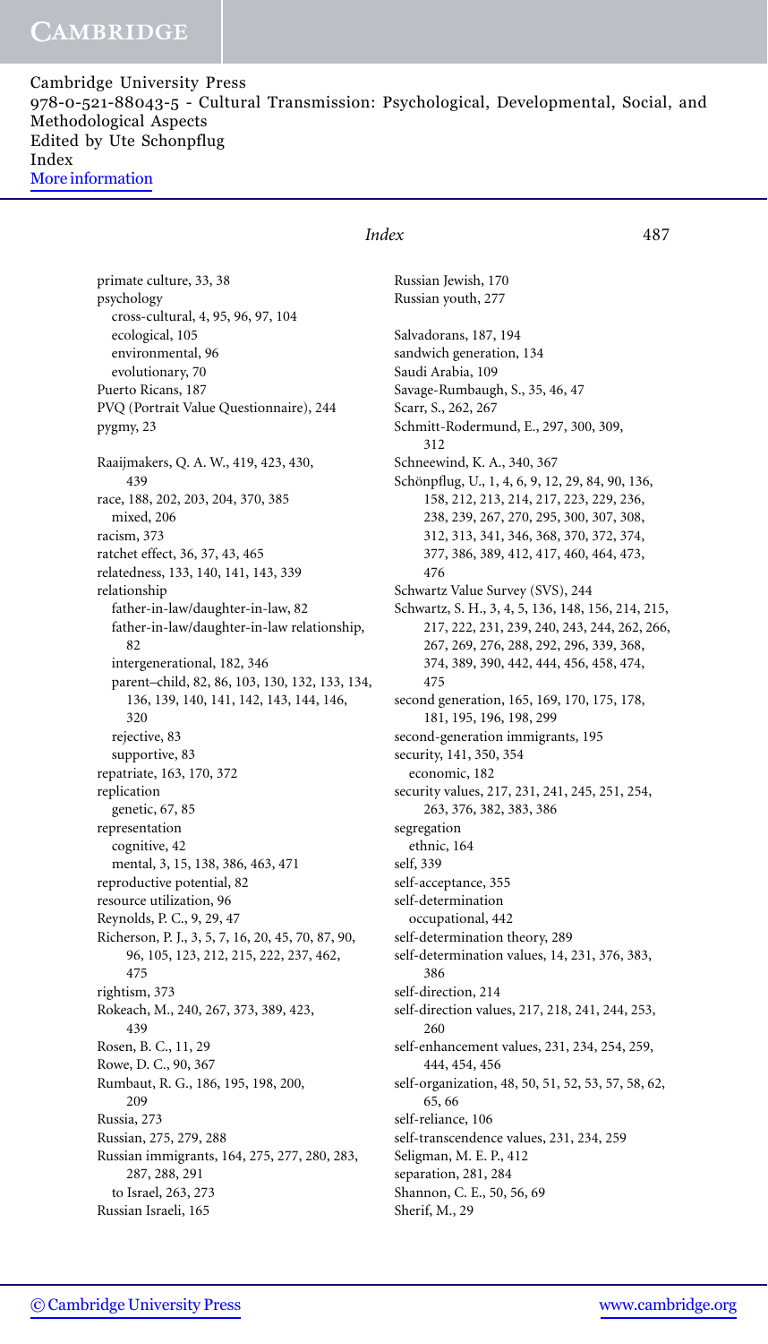primate culture, 33, 38
psychology
  cross-cultural, 4, 95, 96, 97, 104
  ecological, 105
  environmental, 96
  evolutionary, 70
Puerto Ricans, 187
PVQ (Portrait Value Questionnaire), 244
pygmy, 23

Raaijmakers, Q. A. W., 419, 423, 430, 439
race, 188, 202, 203, 204, 370, 385
  mixed, 206
racism, 373
ratchet effect, 36, 37, 43, 465
relatedness, 133, 140, 141, 143, 339
relationship
  father-in-law/daughter-in-law, 82
  father-in-law/daughter-in-law relationship, 82
  intergenerational, 182, 346
  parent–child, 82, 86, 103, 130, 132, 133, 134, 136, 139, 140, 141, 142, 143, 144, 146, 320
  rejective, 83
  supportive, 83
repatriate, 163, 170, 372
replication
  genetic, 67, 85
representation
  cognitive, 42
  mental, 3, 15, 138, 386, 463, 471
reproductive potential, 82
resource utilization, 96
Reynolds, P. C., 9, 29, 47
Richerson, P. J., 3, 5, 7, 16, 20, 45, 70, 87, 90, 96, 105, 123, 212, 215, 222, 237, 462, 475
rightism, 373
Rokeach, M., 240, 267, 373, 389, 423, 439
Rosen, B. C., 11, 29
Rowe, D. C., 90, 367
Rumbaut, R. G., 186, 195, 198, 200, 209
Russia, 273
Russian, 275, 279, 288
Russian immigrants, 164, 275, 277, 280, 283, 287, 288, 291
  to Israel, 263, 273
Russian Israeli, 165
Russian Jewish, 170
Russian youth, 277

Salvadorans, 187, 194
sandwich generation, 134
Saudi Arabia, 109
Savage-Rumbaugh, S., 35, 46, 47
Scarr, S., 262, 267
Schmitt-Rodermund, E., 297, 300, 309, 312
Schneewind, K. A., 340, 367
Schönpflug, U., 1, 4, 6, 9, 12, 29, 84, 90, 136, 158, 212, 213, 214, 217, 223, 229, 236, 238, 239, 267, 270, 295, 300, 307, 308, 312, 313, 341, 346, 368, 370, 372, 374, 377, 386, 389, 412, 417, 460, 464, 473, 476
Schwartz Value Survey (SVS), 244
Schwartz, S. H., 3, 4, 5, 136, 148, 156, 214, 215, 217, 222, 231, 239, 240, 243, 244, 262, 266, 267, 269, 276, 288, 292, 296, 339, 368, 374, 389, 390, 442, 444, 456, 458, 474, 475
second generation, 165, 169, 170, 175, 178, 181, 195, 196, 198, 299
second-generation immigrants, 195
security, 141, 350, 354
  economic, 182
security values, 217, 231, 241, 245, 251, 254, 263, 376, 382, 383, 386
segregation
  ethnic, 164
self, 339
self-acceptance, 355
self-determination
  occupational, 442
self-determination theory, 289
self-determination values, 14, 231, 376, 383, 386
self-direction, 214
self-direction values, 217, 218, 241, 244, 253, 260
self-enhancement values, 231, 234, 254, 259, 444, 454, 456
self-organization, 48, 50, 51, 52, 53, 57, 58, 62, 65, 66
self-reliance, 106
self-transcendence values, 231, 234, 259
Seligman, M. E. P., 412
separation, 281, 284
Shannon, C. E., 50, 56, 69
Sherif, M., 29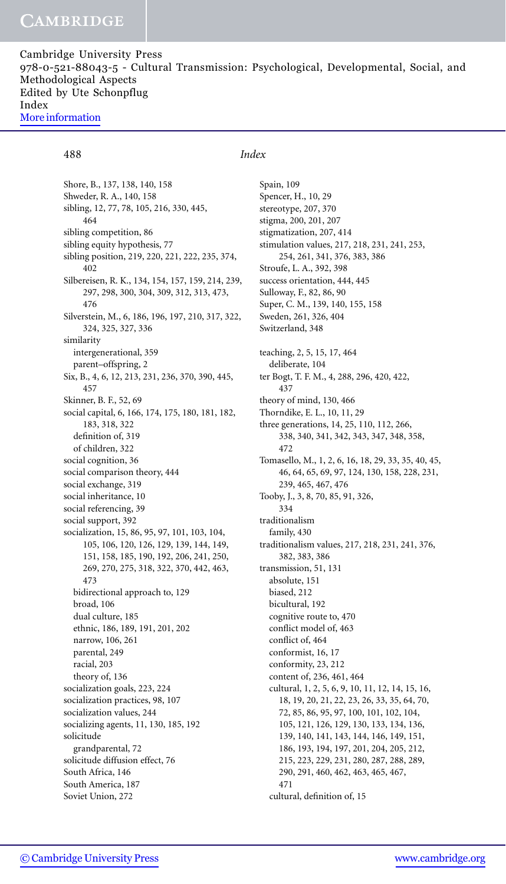Cambridge University Press
978-0-521-88043-5 - Cultural Transmission: Psychological, Developmental, Social, and Methodological Aspects
Edited by Ute Schonpflug
Index
More information

Shore, B., 137, 138, 140, 158
Shweder, R. A., 140, 158
sibling, 12, 77, 78, 105, 216, 330, 445, 464
sibling competition, 86
sibling equity hypothesis, 77
sibling position, 219, 220, 221, 222, 235, 374, 402
Silbereisen, R. K., 134, 154, 157, 159, 214, 239, 297, 298, 300, 304, 309, 312, 313, 473, 476
Silverstein, M., 6, 186, 196, 197, 210, 317, 322, 324, 325, 327, 336
similarity
  intergenerational, 359
  parent–offspring, 2
Six, B., 4, 6, 12, 213, 231, 236, 370, 390, 445, 457
Skinner, B. F., 52, 69
social capital, 6, 166, 174, 175, 180, 181, 182, 183, 318, 322
  definition of, 319
  of children, 322
social cognition, 36
social comparison theory, 444
social exchange, 319
social inheritance, 10
social referencing, 39
social support, 392
socialization, 15, 86, 95, 97, 101, 103, 104, 105, 106, 120, 126, 129, 139, 144, 149, 151, 158, 185, 190, 192, 206, 241, 250, 269, 270, 275, 318, 322, 370, 442, 463, 473
  bidirectional approach to, 129
  broad, 106
  dual culture, 185
  ethnic, 186, 189, 191, 201, 202
  narrow, 106, 261
  parental, 249
  racial, 203
  theory of, 136
socialization goals, 223, 224
socialization practices, 98, 107
socialization values, 244
socializing agents, 11, 130, 185, 192
solicitude
  grandparental, 72
solicitude diffusion effect, 76
South Africa, 146
South America, 187
Soviet Union, 272
Spain, 109
Spencer, H., 10, 29
stereotype, 207, 370
stigma, 200, 201, 207
stigmatization, 207, 414
stimulation values, 217, 218, 231, 241, 253, 254, 261, 341, 376, 383, 386
Stroufe, L. A., 392, 398
success orientation, 444, 445
Sulloway, F., 82, 86, 90
Super, C. M., 139, 140, 155, 158
Sweden, 261, 326, 404
Switzerland, 348

teaching, 2, 5, 15, 17, 464
  deliberate, 104
ter Bogt, T. F. M., 4, 288, 296, 420, 422, 437
theory of mind, 130, 466
Thorndike, E. L., 10, 11, 29
three generations, 14, 25, 110, 112, 266, 338, 340, 341, 342, 343, 347, 348, 358, 472
Tomasello, M., 1, 2, 6, 16, 18, 29, 33, 35, 40, 45, 46, 64, 65, 69, 97, 124, 130, 158, 228, 231, 239, 465, 467, 476
Tooby, J., 3, 8, 70, 85, 91, 326, 334
traditionalism
  family, 430
traditionalism values, 217, 218, 231, 241, 376, 382, 383, 386
transmission, 51, 131
  absolute, 151
  biased, 212
  bicultural, 192
  cognitive route to, 470
  conflict model of, 463
  conflict of, 464
  conformist, 16, 17
  conformity, 23, 212
  content of, 236, 461, 464
  cultural, 1, 2, 5, 6, 9, 10, 11, 12, 14, 15, 16, 18, 19, 20, 21, 22, 23, 26, 33, 35, 64, 70, 72, 85, 86, 95, 97, 100, 101, 102, 104, 105, 121, 126, 129, 130, 133, 134, 136, 139, 140, 141, 143, 144, 146, 149, 151, 186, 193, 194, 197, 201, 204, 205, 212, 215, 223, 229, 231, 280, 287, 288, 289, 290, 291, 460, 462, 463, 465, 467, 471
  cultural, definition of, 15

© Cambridge University Press www.cambridge.org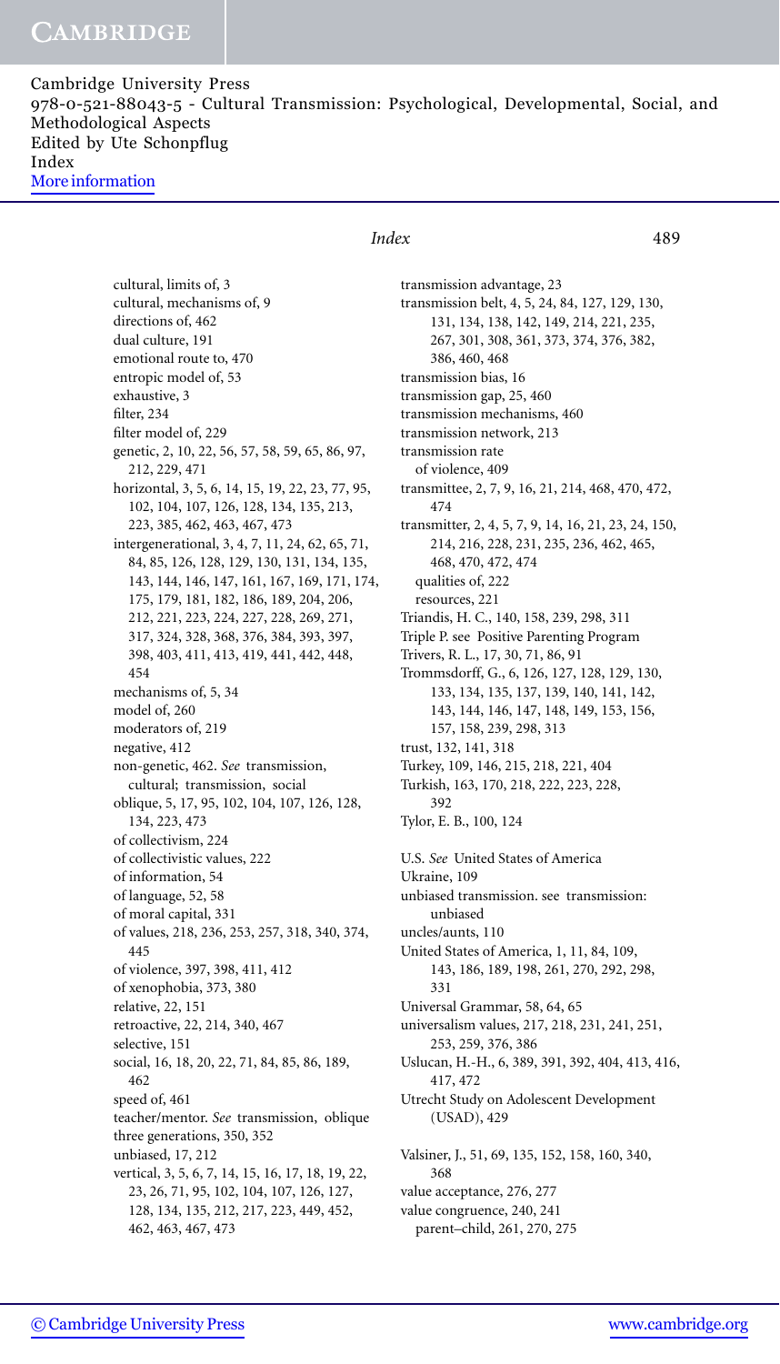cultural, limits of, 3
cultural, mechanisms of, 9
directions of, 462
dual culture, 191
emotional route to, 470
entropic model of, 53
exhaustive, 3
filter, 234
filter model of, 229
genetic, 2, 10, 22, 56, 57, 58, 59, 65, 86, 97, 212, 229, 471
horizontal, 3, 5, 6, 14, 15, 19, 22, 23, 77, 95, 102, 104, 107, 126, 128, 134, 135, 213, 223, 385, 462, 463, 467, 473
intergenerational, 3, 4, 7, 11, 24, 62, 65, 71, 84, 85, 126, 128, 129, 130, 131, 134, 135, 143, 144, 146, 147, 161, 167, 169, 171, 174, 175, 179, 181, 182, 186, 189, 204, 206, 212, 221, 223, 224, 227, 228, 269, 271, 317, 324, 328, 368, 376, 384, 393, 397, 398, 403, 411, 413, 419, 441, 442, 448, 454
mechanisms of, 5, 34
model of, 260
moderators of, 219
negative, 412
non-genetic, 462. *See* transmission, cultural; transmission, social
oblique, 5, 17, 95, 102, 104, 107, 126, 128, 134, 223, 473
of collectivism, 224
of collectivistic values, 222
of information, 54
of language, 52, 58
of moral capital, 331
of values, 218, 236, 253, 257, 318, 340, 374, 445
of violence, 397, 398, 411, 412
of xenophobia, 373, 380
relative, 22, 151
retroactive, 22, 214, 340, 467
selective, 151
social, 16, 18, 20, 22, 71, 84, 85, 86, 189, 462
speed of, 461
teacher/mentor. *See* transmission, oblique
three generations, 350, 352
unbiased, 17, 212
vertical, 3, 5, 6, 7, 14, 15, 16, 17, 18, 19, 22, 23, 26, 71, 95, 102, 104, 107, 126, 127, 128, 134, 135, 212, 217, 223, 449, 452, 462, 463, 467, 473

transmission advantage, 23
transmission belt, 4, 5, 24, 84, 127, 129, 130, 131, 134, 138, 142, 149, 214, 221, 235, 267, 301, 308, 361, 373, 374, 376, 382, 386, 460, 468
transmission bias, 16
transmission gap, 25, 460
transmission mechanisms, 460
transmission network, 213
transmission rate
of violence, 409
transmittee, 2, 7, 9, 16, 21, 214, 468, 470, 472, 474
transmitter, 2, 4, 5, 7, 9, 14, 16, 21, 23, 24, 150, 214, 216, 228, 231, 235, 236, 462, 465, 468, 470, 472, 474
qualities of, 222
resources, 221
Triandis, H. C., 140, 158, 239, 298, 311
Triple P. see Positive Parenting Program
Trivers, R. L., 17, 30, 71, 86, 91
Trommsdorff, G., 6, 126, 127, 128, 129, 130, 133, 134, 135, 137, 139, 140, 141, 142, 143, 144, 146, 147, 148, 149, 153, 156, 157, 158, 239, 298, 313
trust, 132, 141, 318
Turkey, 109, 146, 215, 218, 221, 404
Turkish, 163, 170, 218, 222, 223, 228, 392
Tylor, E. B., 100, 124

U.S. *See* United States of America
Ukraine, 109
unbiased transmission. see transmission: unbiased
uncles/aunts, 110
United States of America, 1, 11, 84, 109, 143, 186, 189, 198, 261, 270, 292, 298, 331
Universal Grammar, 58, 64, 65
universalism values, 217, 218, 231, 241, 251, 253, 259, 376, 386
Uslucan, H.-H., 6, 389, 391, 392, 404, 413, 416, 417, 472
Utrecht Study on Adolescent Development (USAD), 429

Valsiner, J., 51, 69, 135, 152, 158, 160, 340, 368
value acceptance, 276, 277
value congruence, 240, 241
parent–child, 261, 270, 275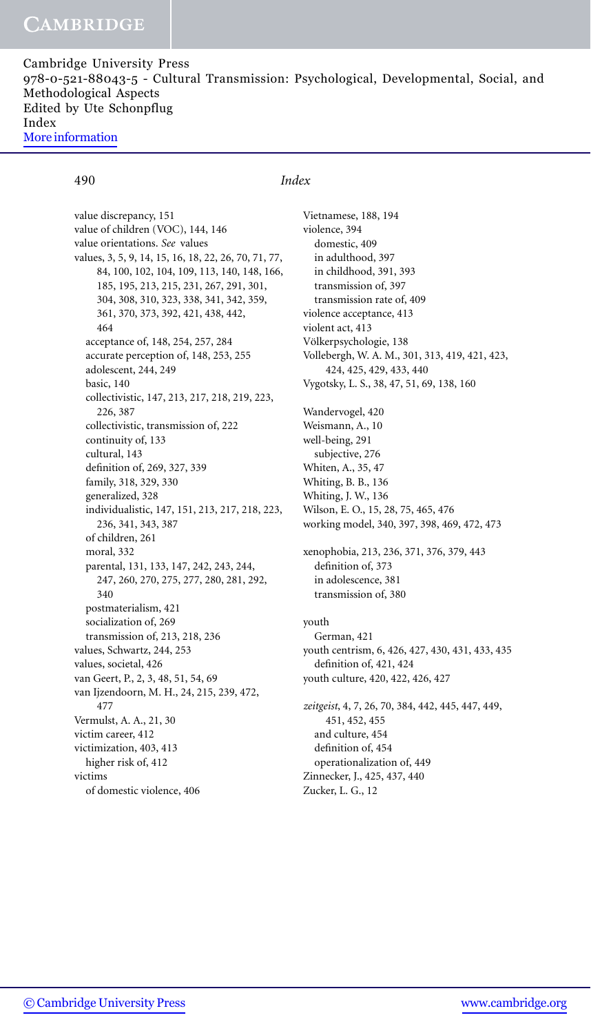value discrepancy, 151
value of children (VOC), 144, 146
value orientations. *See* values
values, 3, 5, 9, 14, 15, 16, 18, 22, 26, 70, 71, 77, 84, 100, 102, 104, 109, 113, 140, 148, 166, 185, 195, 213, 215, 231, 267, 291, 301, 304, 308, 310, 323, 338, 341, 342, 359, 361, 370, 373, 392, 421, 438, 442, 464
  acceptance of, 148, 254, 257, 284
  accurate perception of, 148, 253, 255
  adolescent, 244, 249
  basic, 140
  collectivistic, 147, 213, 217, 218, 219, 223, 226, 387
  collectivistic, transmission of, 222
  continuity of, 133
  cultural, 143
  definition of, 269, 327, 339
  family, 318, 329, 330
  generalized, 328
  individualistic, 147, 151, 213, 217, 218, 223, 236, 341, 343, 387
  of children, 261
  moral, 332
  parental, 131, 133, 147, 242, 243, 244, 247, 260, 270, 275, 277, 280, 281, 292, 340
  postmaterialism, 421
  socialization of, 269
  transmission of, 213, 218, 236
values, Schwartz, 244, 253
values, societal, 426
van Geert, P., 2, 3, 48, 51, 54, 69
van Ijzendoorn, M. H., 24, 215, 239, 472, 477
Vermulst, A. A., 21, 30
victim career, 412
victimization, 403, 413
  higher risk of, 412
victims
  of domestic violence, 406
Vietnamese, 188, 194
violence, 394
  domestic, 409
  in adulthood, 397
  in childhood, 391, 393
  transmission of, 397
  transmission rate of, 409
violence acceptance, 413
violent act, 413
Völkerpsychologie, 138
Vollebergh, W. A. M., 301, 313, 419, 421, 423, 424, 425, 429, 433, 440
Vygotsky, L. S., 38, 47, 51, 69, 138, 160

Wandervogel, 420
Weismann, A., 10
well-being, 291
  subjective, 276
Whiten, A., 35, 47
Whiting, B. B., 136
Whiting, J. W., 136
Wilson, E. O., 15, 28, 75, 465, 476
working model, 340, 397, 398, 469, 472, 473

xenophobia, 213, 236, 371, 376, 379, 443
  definition of, 373
  in adolescence, 381
  transmission of, 380

youth
  German, 421
youth centrism, 6, 426, 427, 430, 431, 433, 435
  definition of, 421, 424
youth culture, 420, 422, 426, 427

*zeitgeist*, 4, 7, 26, 70, 384, 442, 445, 447, 449, 451, 452, 455
  and culture, 454
  definition of, 454
  operationalization of, 449
Zinnecker, J., 425, 437, 440
Zucker, L. G., 12